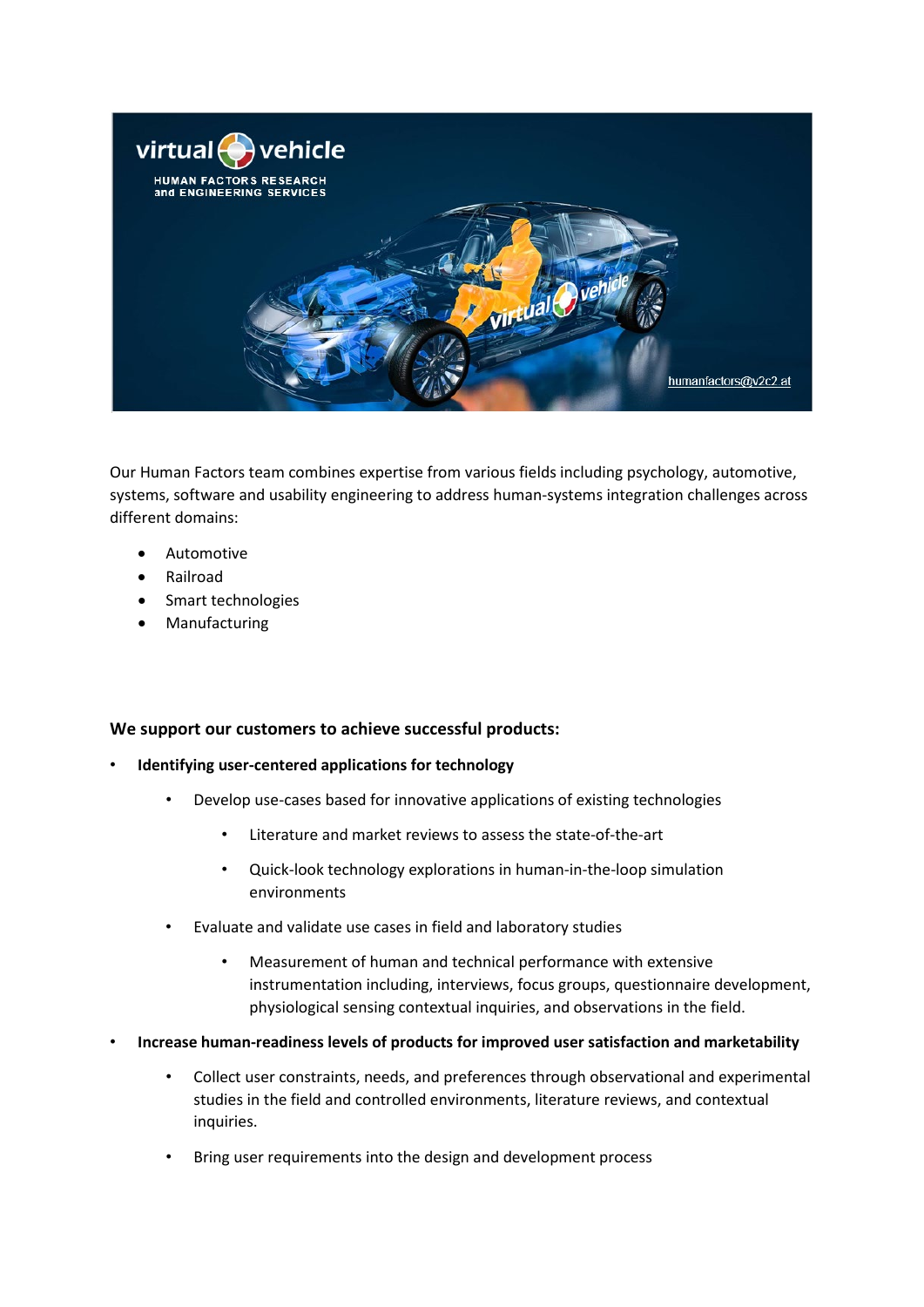Our Human Factors team combines expertise from various fields including psychology, automotive, systems, software and usability engineering to address human-systems integration challenges across different domains:

- Automotive
- Railroad
- Smart technologies
- Manufacturing

**We support our customers to achieve successful products:**

- **Identifying user-centered applications for technology**
  - Develop use-cases based for innovative applications of existing technologies
    - Literature and market reviews to assess the state-of-the-art
    - Quick-look technology explorations in human-in-the-loop simulation environments
  - Evaluate and validate use cases in field and laboratory studies
    - Measurement of human and technical performance with extensive instrumentation including, interviews, focus groups, questionnaire development, physiological sensing contextual inquiries, and observations in the field.
- **Increase human-readiness levels of products for improved user satisfaction and marketability**
  - Collect user constraints, needs, and preferences through observational and experimental studies in the field and controlled environments, literature reviews, and contextual inquiries.
  - Bring user requirements into the design and development process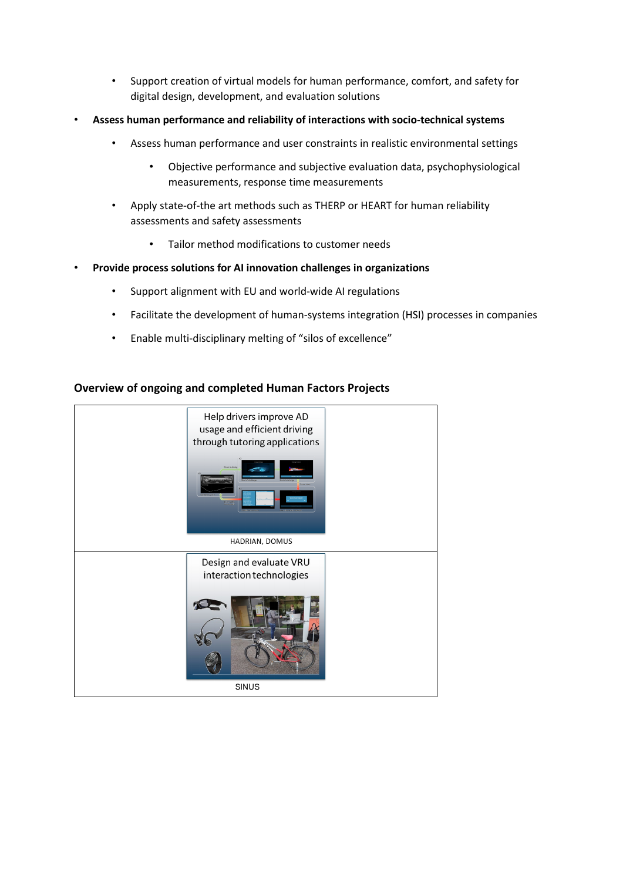- Support creation of virtual models for human performance, comfort, and safety for digital design, development, and evaluation solutions

- **Assess human performance and reliability of interactions with socio-technical systems**
    - Assess human performance and user constraints in realistic environmental settings
        - Objective performance and subjective evaluation data, psychophysiological measurements, response time measurements
    - Apply state-of-the art methods such as THERP or HEART for human reliability assessments and safety assessments
        - Tailor method modifications to customer needs
- **Provide process solutions for AI innovation challenges in organizations**
    - Support alignment with EU and world-wide AI regulations
    - Facilitate the development of human-systems integration (HSI) processes in companies
    - Enable multi-disciplinary melting of "silos of excellence"

### Overview of ongoing and completed Human Factors Projects

| |
|---|
| Help drivers improve AD usage and efficient driving through tutoring applications<br><br>HADRIAN, DOMUS |
| Design and evaluate VRU interaction technologies<br><br>SINUS |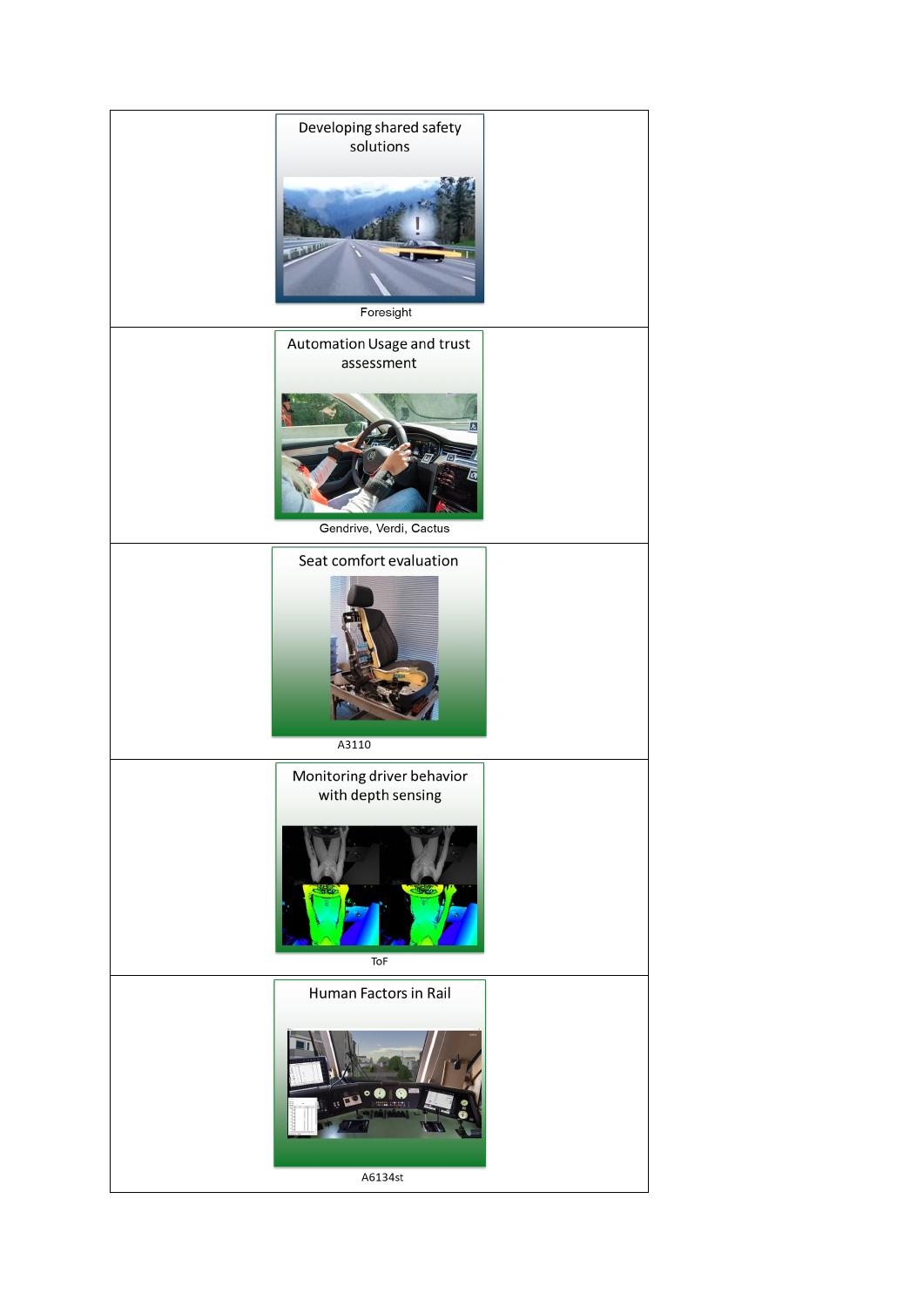| |
|---|
| Developing shared safety solutions<br>Foresight |
| Automation Usage and trust assessment<br>Gendrive, Verdi, Cactus |
| Seat comfort evaluation<br>A3110 |
| Monitoring driver behavior with depth sensing<br>ToF |
| Human Factors in Rail<br>A6134st |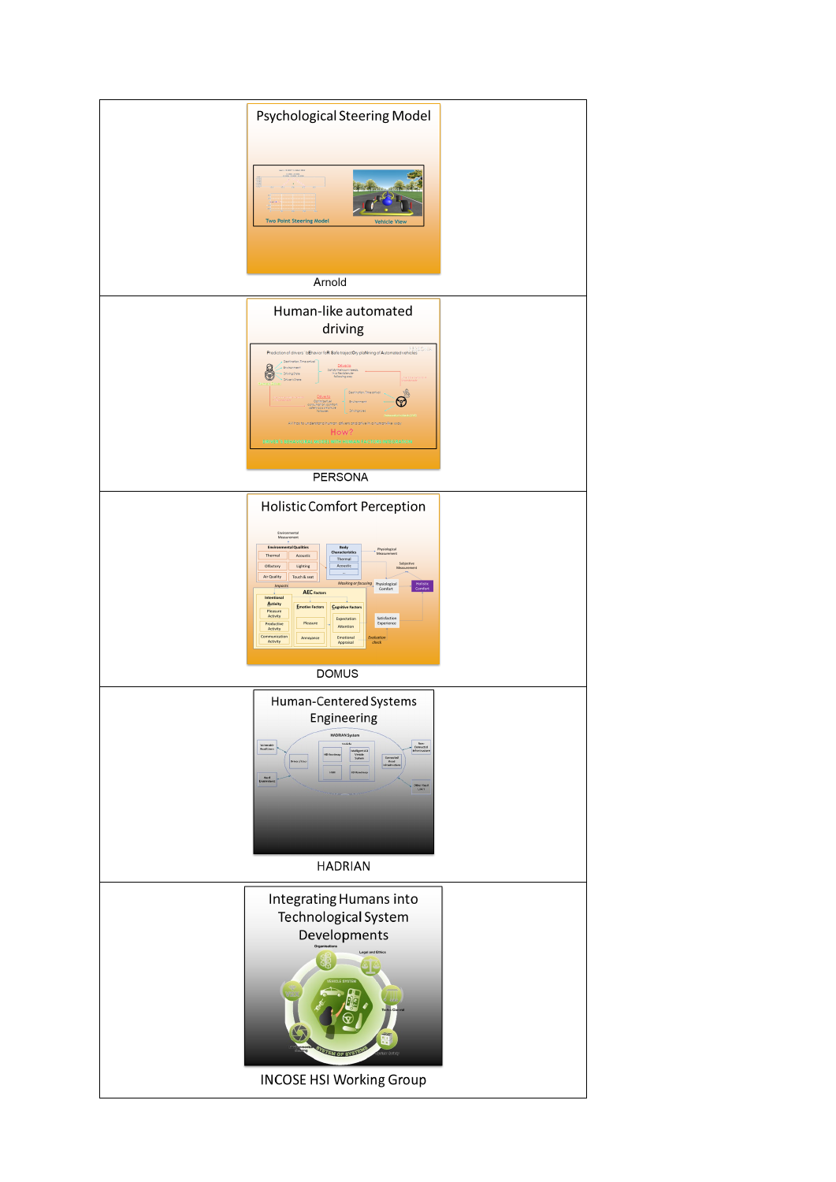| |
|---|
| Psychological Steering Model<br>Arnold |
| Human-like automated driving<br>PERSONA |
| Holistic Comfort Perception<br>DOMUS |
| Human-Centered Systems Engineering<br>HADRIAN |
| Integrating Humans into Technological System Developments<br>INCOSE HSI Working Group |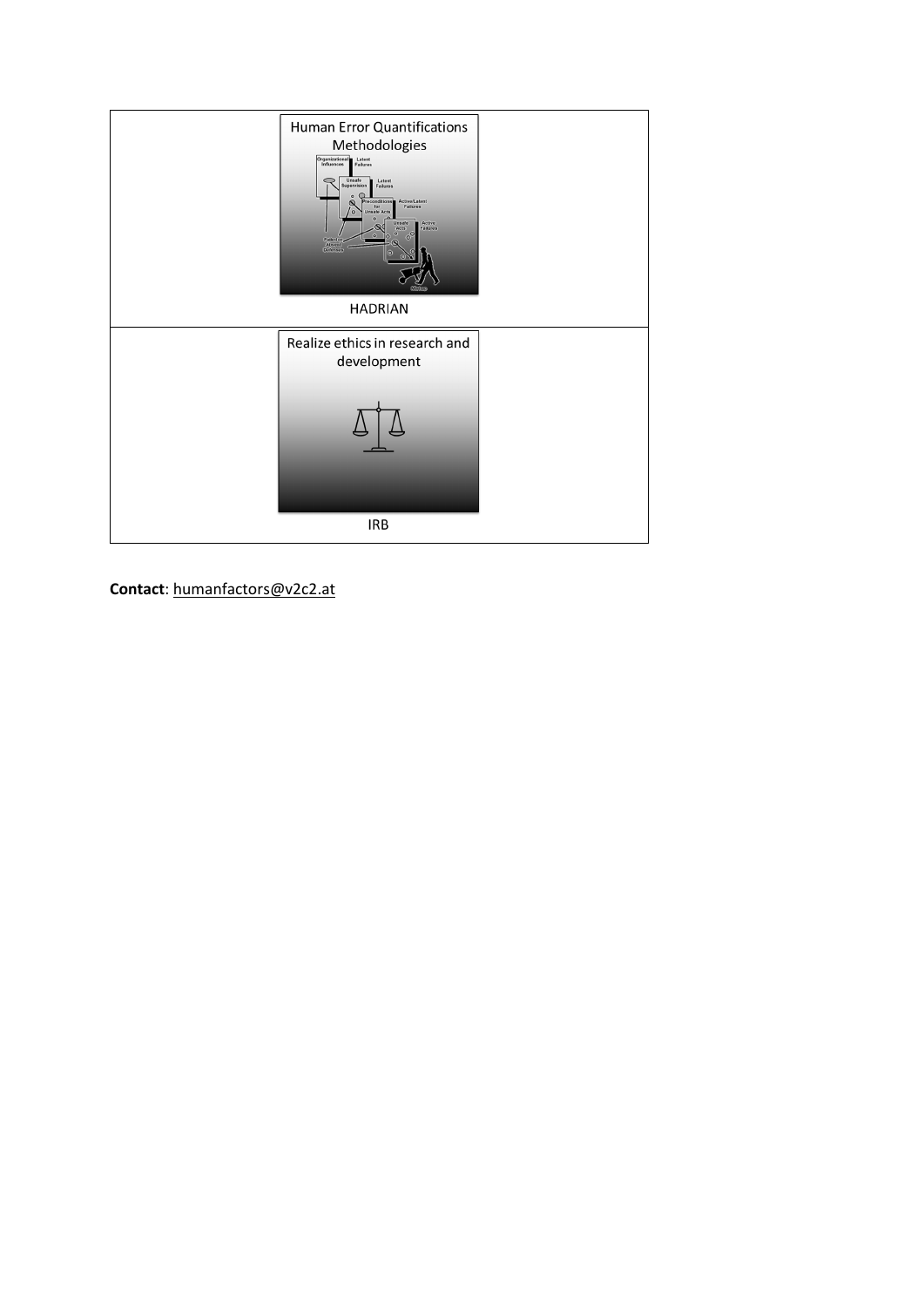| |
|---|
| Human Error Quantifications Methodologies<br><br>HADRIAN |
| Realize ethics in research and development<br><br>IRB |

**Contact**: humanfactors@v2c2.at